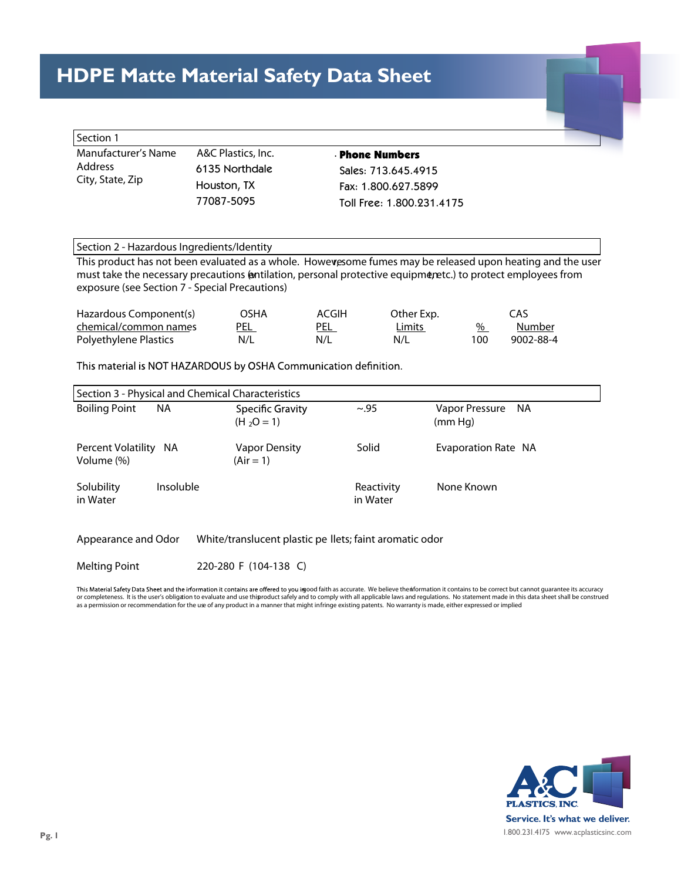# HDPE Matte Material Safety Data Sheet

## Section 1

| Manufacturer's Name | A&C Plastics, Inc. | **Phone Numbers** |
|---|---|---|
| Address | 6135 Northdale | Sales: 713.645.4915 |
| City, State, Zip | Houston, TX | Fax: 1.800.627.5899 |
| | 77087-5095 | Toll Free: 1.800.231.4175 |

## Section 2 - Hazardous Ingredients/Identity

This product has not been evaluated as a whole. However, some fumes may be released upon heating and the user must take the necessary precautions (ventilation, personal protective equipment, etc.) to protect employees from exposure (see Section 7 - Special Precautions)

| Hazardous Component(s) chemical/common names | OSHA PEL | ACGIH PEL | Other Exp. Limits | % | CAS Number |
|---|---|---|---|---|---|
| Polyethylene Plastics | N/L | N/L | N/L | 100 | 9002-88-4 |

This material is NOT HAZARDOUS by OSHA Communication definition.

## Section 3 - Physical and Chemical Characteristics

| | | | | | |
|---|---|---|---|---|---|
| Boiling Point | NA | Specific Gravity ($H_2O = 1$) | ~.95 | Vapor Pressure (mm Hg) | NA |
| Percent Volatility Volume (%) | NA | Vapor Density (Air = 1) | Solid | Evaporation Rate | NA |
| Solubility in Water | Insoluble | | Reactivity in Water | None Known | |

Appearance and Odor: White/translucent plastic pellets; faint aromatic odor

Melting Point: 220-280 F (104-138 C)

This Material Safety Data Sheet and the information it contains are offered to you in good faith as accurate. We believe the information it contains to be correct but cannot guarantee its accuracy or completeness. It is the user's obligation to evaluate and use this product safely and to comply with all applicable laws and regulations. No statement made in this data sheet shall be construed as a permission or recommendation for the use of any product in a manner that might infringe existing patents. No warranty is made, either expressed or implied

A&C PLASTICS, INC.
Service. It's what we deliver.
1.800.231.4175 www.acplasticsinc.com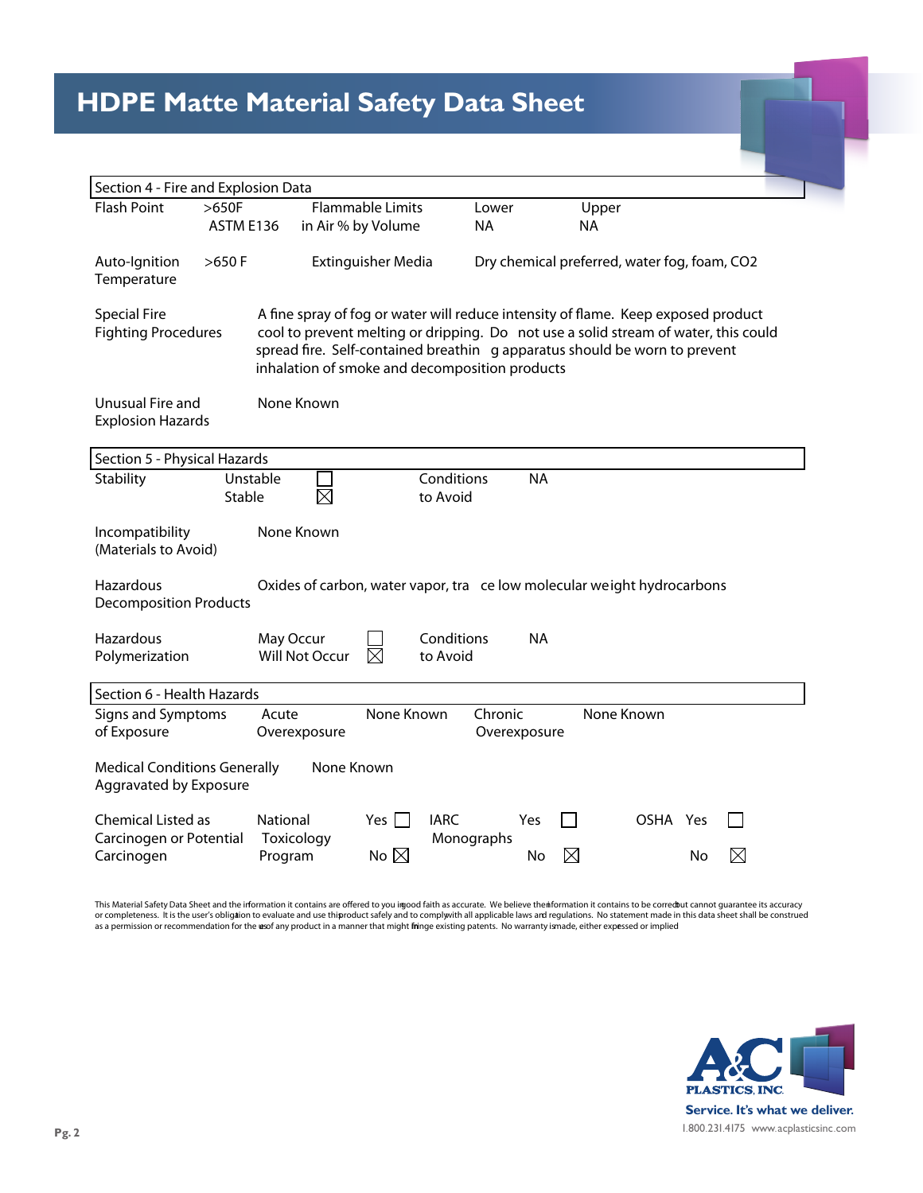# HDPE Matte Material Safety Data Sheet

## Section 4 - Fire and Explosion Data

| | | | | |
|---|---|---|---|---|
| Flash Point | >650F ASTM E136 | Flammable Limits in Air % by Volume | Lower NA | Upper NA |
| Auto-Ignition Temperature | >650 F | Extinguisher Media | Dry chemical preferred, water fog, foam, $CO_2$ | |

**Special Fire Fighting Procedures:** A fine spray of fog or water will reduce intensity of flame. Keep exposed product cool to prevent melting or dripping. Do not use a solid stream of water, this could spread fire. Self-contained breathing apparatus should be worn to prevent inhalation of smoke and decomposition products

**Unusual Fire and Explosion Hazards:** None Known

## Section 5 - Physical Hazards

| | | | | |
|---|---|---|---|---|
| Stability | Unstable | ☐ | Conditions to Avoid | NA |
| | Stable | ☒ | | |

**Incompatibility (Materials to Avoid):** None Known

**Hazardous Decomposition Products:** Oxides of carbon, water vapor, trace low molecular weight hydrocarbons

| | | | | |
|---|---|---|---|---|
| Hazardous Polymerization | May Occur | ☐ | Conditions to Avoid | NA |
| | Will Not Occur | ☒ | | |

## Section 6 - Health Hazards

| | | | | |
|---|---|---|---|---|
| Signs and Symptoms of Exposure | Acute Overexposure | None Known | Chronic Overexposure | None Known |

**Medical Conditions Generally Aggravated by Exposure:** None Known

| Chemical Listed as Carcinogen or Potential Carcinogen | National Toxicology Program | IARC Monographs | OSHA |
|---|---|---|---|
| Yes | ☐ | ☐ | ☐ |
| No | ☒ | ☒ | ☒ |

This Material Safety Data Sheet and the information it contains are offered to you in good faith as accurate. We believe the information it contains to be correct but cannot guarantee its accuracy or completeness. It is the user's obligation to evaluate and use this product safely and to comply with all applicable laws and regulations. No statement made in this data sheet shall be construed as a permission or recommendation for the use of any product in a manner that might infringe existing patents. No warranty is made, either expressed or implied

A&C Plastics, Inc.
Service. It's what we deliver.
1.800.231.4175 www.acplasticsinc.com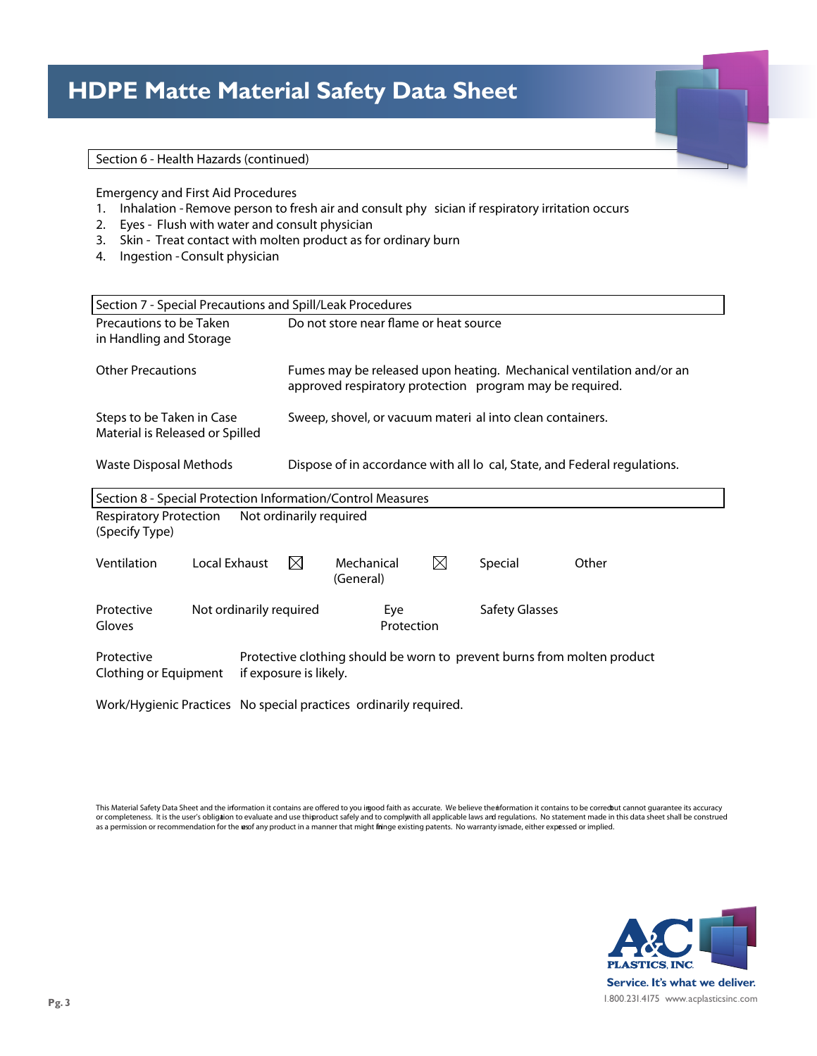# HDPE Matte Material Safety Data Sheet

## Section 6 - Health Hazards (continued)

Emergency and First Aid Procedures

1. Inhalation - Remove person to fresh air and consult physician if respiratory irritation occurs
2. Eyes - Flush with water and consult physician
3. Skin - Treat contact with molten product as for ordinary burn
4. Ingestion - Consult physician

## Section 7 - Special Precautions and Spill/Leak Procedures

| | |
|---|---|
| Precautions to be Taken in Handling and Storage | Do not store near flame or heat source |
| Other Precautions | Fumes may be released upon heating. Mechanical ventilation and/or an approved respiratory protection program may be required. |
| Steps to be Taken in Case Material is Released or Spilled | Sweep, shovel, or vacuum material into clean containers. |
| Waste Disposal Methods | Dispose of in accordance with all local, State, and Federal regulations. |

## Section 8 - Special Protection Information/Control Measures

Respiratory Protection (Specify Type): Not ordinarily required

| | | | | | | |
|---|---|---|---|---|---|---|
| Ventilation | Local Exhaust | ☒ | Mechanical (General) | ☒ | Special | Other |

| | | | |
|---|---|---|---|
| Protective Gloves | Not ordinarily required | Eye Protection | Safety Glasses |

Protective Clothing or Equipment: Protective clothing should be worn to prevent burns from molten product if exposure is likely.

Work/Hygienic Practices: No special practices ordinarily required.

This Material Safety Data Sheet and the information it contains are offered to you in good faith as accurate. We believe the information it contains to be correct but cannot guarantee its accuracy or completeness. It is the user's obligation to evaluate and use this product safely and to comply with all applicable laws and regulations. No statement made in this data sheet shall be construed as a permission or recommendation for the use of any product in a manner that might infringe existing patents. No warranty is made, either expressed or implied.

A&C PLASTICS, INC.
Service. It's what we deliver.
1.800.231.4175 www.acplasticsinc.com